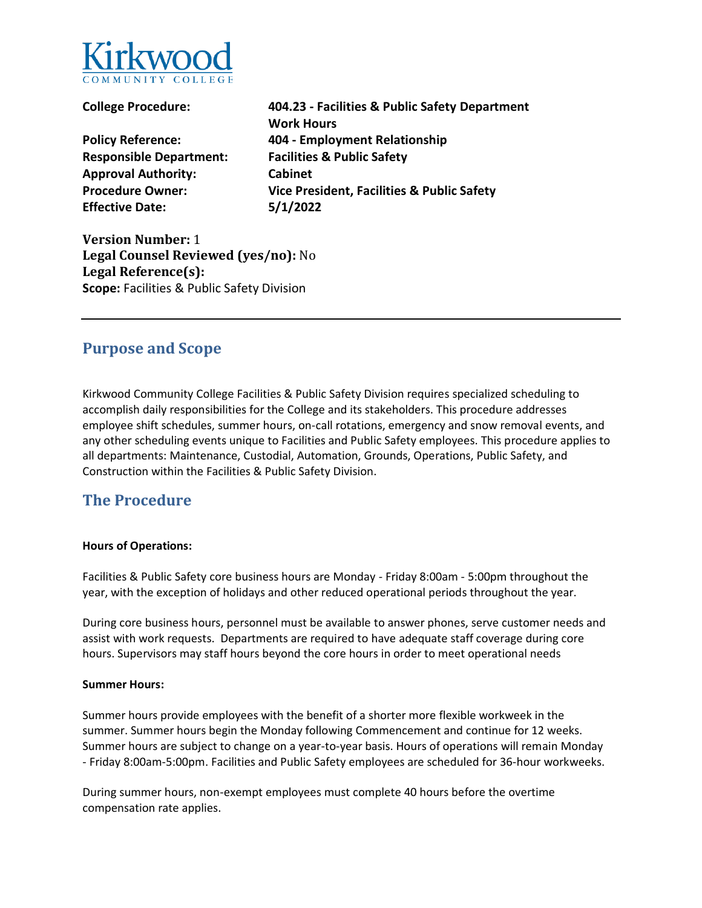Kirkwood
COMMUNITY COLLEGE

| | |
|---|---|
| **College Procedure:** | **404.23 - Facilities & Public Safety Department Work Hours** |
| **Policy Reference:** | **404 - Employment Relationship** |
| **Responsible Department:** | **Facilities & Public Safety** |
| **Approval Authority:** | **Cabinet** |
| **Procedure Owner:** | **Vice President, Facilities & Public Safety** |
| **Effective Date:** | **5/1/2022** |

**Version Number:** 1
**Legal Counsel Reviewed (yes/no):** No
**Legal Reference(s):**
**Scope:** Facilities & Public Safety Division

---

## Purpose and Scope

Kirkwood Community College Facilities & Public Safety Division requires specialized scheduling to accomplish daily responsibilities for the College and its stakeholders. This procedure addresses employee shift schedules, summer hours, on-call rotations, emergency and snow removal events, and any other scheduling events unique to Facilities and Public Safety employees. This procedure applies to all departments: Maintenance, Custodial, Automation, Grounds, Operations, Public Safety, and Construction within the Facilities & Public Safety Division.

## The Procedure

**Hours of Operations:**

Facilities & Public Safety core business hours are Monday - Friday 8:00am - 5:00pm throughout the year, with the exception of holidays and other reduced operational periods throughout the year.

During core business hours, personnel must be available to answer phones, serve customer needs and assist with work requests. Departments are required to have adequate staff coverage during core hours. Supervisors may staff hours beyond the core hours in order to meet operational needs

**Summer Hours:**

Summer hours provide employees with the benefit of a shorter more flexible workweek in the summer. Summer hours begin the Monday following Commencement and continue for 12 weeks. Summer hours are subject to change on a year-to-year basis. Hours of operations will remain Monday - Friday 8:00am-5:00pm. Facilities and Public Safety employees are scheduled for 36-hour workweeks.

During summer hours, non-exempt employees must complete 40 hours before the overtime compensation rate applies.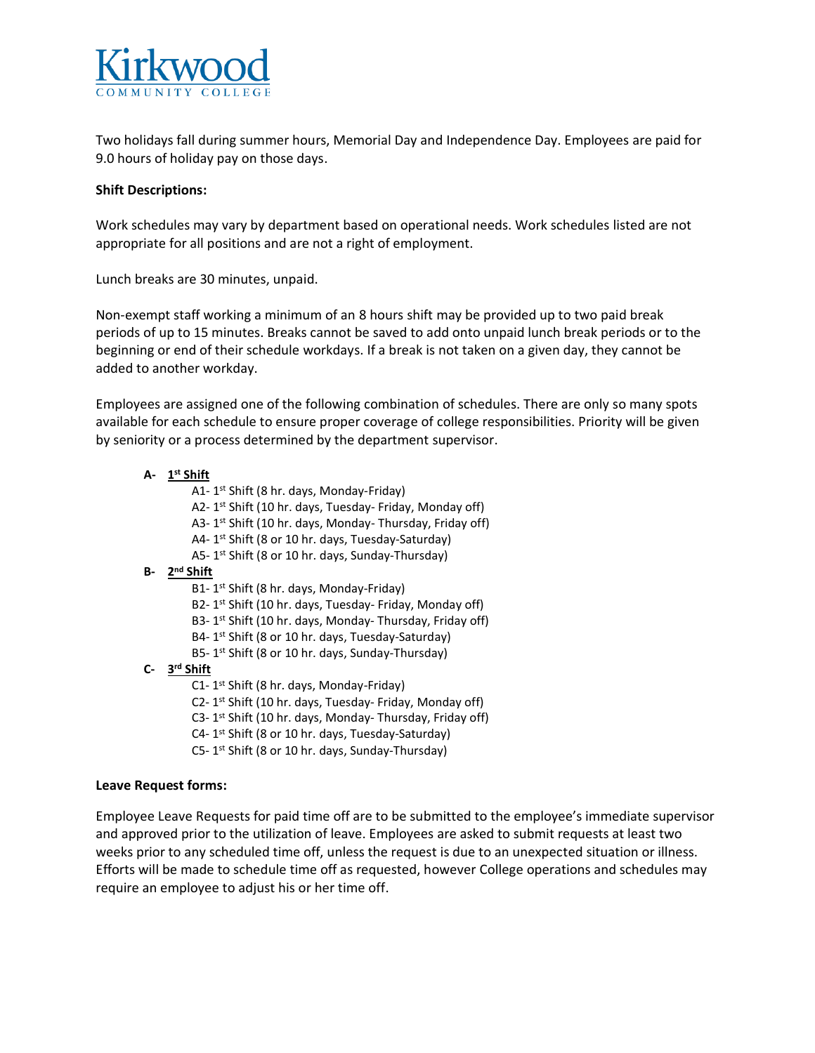Two holidays fall during summer hours, Memorial Day and Independence Day. Employees are paid for 9.0 hours of holiday pay on those days.

**Shift Descriptions:**

Work schedules may vary by department based on operational needs. Work schedules listed are not appropriate for all positions and are not a right of employment.

Lunch breaks are 30 minutes, unpaid.

Non-exempt staff working a minimum of an 8 hours shift may be provided up to two paid break periods of up to 15 minutes. Breaks cannot be saved to add onto unpaid lunch break periods or to the beginning or end of their schedule workdays. If a break is not taken on a given day, they cannot be added to another workday.

Employees are assigned one of the following combination of schedules. There are only so many spots available for each schedule to ensure proper coverage of college responsibilities. Priority will be given by seniority or a process determined by the department supervisor.

- A- **1st Shift**
  - A1- 1st Shift (8 hr. days, Monday-Friday)
  - A2- 1st Shift (10 hr. days, Tuesday- Friday, Monday off)
  - A3- 1st Shift (10 hr. days, Monday- Thursday, Friday off)
  - A4- 1st Shift (8 or 10 hr. days, Tuesday-Saturday)
  - A5- 1st Shift (8 or 10 hr. days, Sunday-Thursday)
- B- **2nd Shift**
  - B1- 1st Shift (8 hr. days, Monday-Friday)
  - B2- 1st Shift (10 hr. days, Tuesday- Friday, Monday off)
  - B3- 1st Shift (10 hr. days, Monday- Thursday, Friday off)
  - B4- 1st Shift (8 or 10 hr. days, Tuesday-Saturday)
  - B5- 1st Shift (8 or 10 hr. days, Sunday-Thursday)
- C- **3rd Shift**
  - C1- 1st Shift (8 hr. days, Monday-Friday)
  - C2- 1st Shift (10 hr. days, Tuesday- Friday, Monday off)
  - C3- 1st Shift (10 hr. days, Monday- Thursday, Friday off)
  - C4- 1st Shift (8 or 10 hr. days, Tuesday-Saturday)
  - C5- 1st Shift (8 or 10 hr. days, Sunday-Thursday)

**Leave Request forms:**

Employee Leave Requests for paid time off are to be submitted to the employee's immediate supervisor and approved prior to the utilization of leave. Employees are asked to submit requests at least two weeks prior to any scheduled time off, unless the request is due to an unexpected situation or illness. Efforts will be made to schedule time off as requested, however College operations and schedules may require an employee to adjust his or her time off.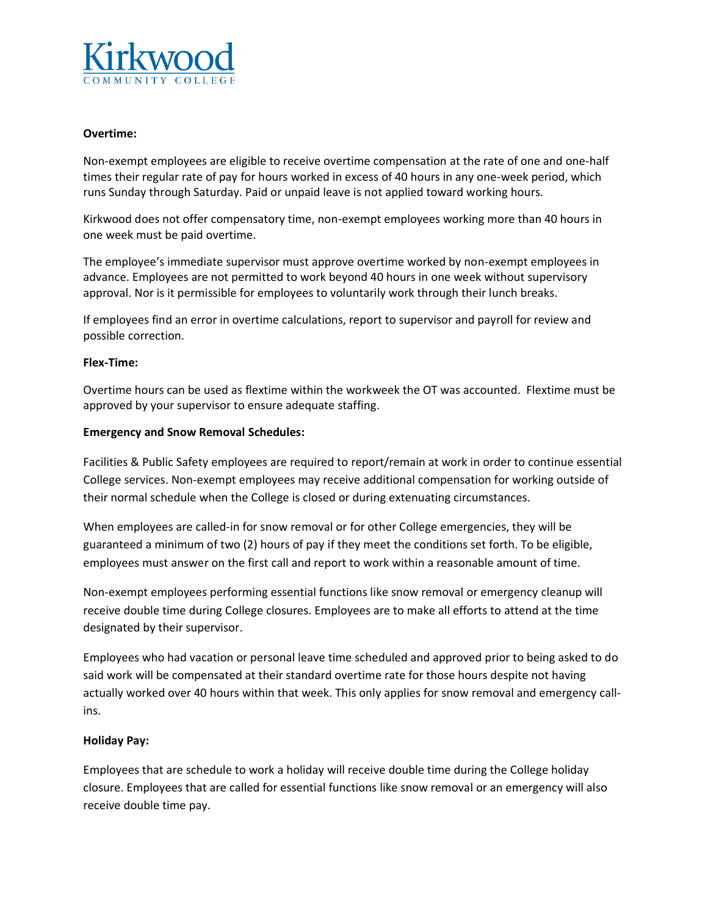**Overtime:**

Non-exempt employees are eligible to receive overtime compensation at the rate of one and one-half times their regular rate of pay for hours worked in excess of 40 hours in any one-week period, which runs Sunday through Saturday. Paid or unpaid leave is not applied toward working hours.

Kirkwood does not offer compensatory time, non-exempt employees working more than 40 hours in one week must be paid overtime.

The employee's immediate supervisor must approve overtime worked by non-exempt employees in advance. Employees are not permitted to work beyond 40 hours in one week without supervisory approval. Nor is it permissible for employees to voluntarily work through their lunch breaks.

If employees find an error in overtime calculations, report to supervisor and payroll for review and possible correction.

**Flex-Time:**

Overtime hours can be used as flextime within the workweek the OT was accounted. Flextime must be approved by your supervisor to ensure adequate staffing.

**Emergency and Snow Removal Schedules:**

Facilities & Public Safety employees are required to report/remain at work in order to continue essential College services. Non-exempt employees may receive additional compensation for working outside of their normal schedule when the College is closed or during extenuating circumstances.

When employees are called-in for snow removal or for other College emergencies, they will be guaranteed a minimum of two (2) hours of pay if they meet the conditions set forth. To be eligible, employees must answer on the first call and report to work within a reasonable amount of time.

Non-exempt employees performing essential functions like snow removal or emergency cleanup will receive double time during College closures. Employees are to make all efforts to attend at the time designated by their supervisor.

Employees who had vacation or personal leave time scheduled and approved prior to being asked to do said work will be compensated at their standard overtime rate for those hours despite not having actually worked over 40 hours within that week. This only applies for snow removal and emergency call-ins.

**Holiday Pay:**

Employees that are schedule to work a holiday will receive double time during the College holiday closure. Employees that are called for essential functions like snow removal or an emergency will also receive double time pay.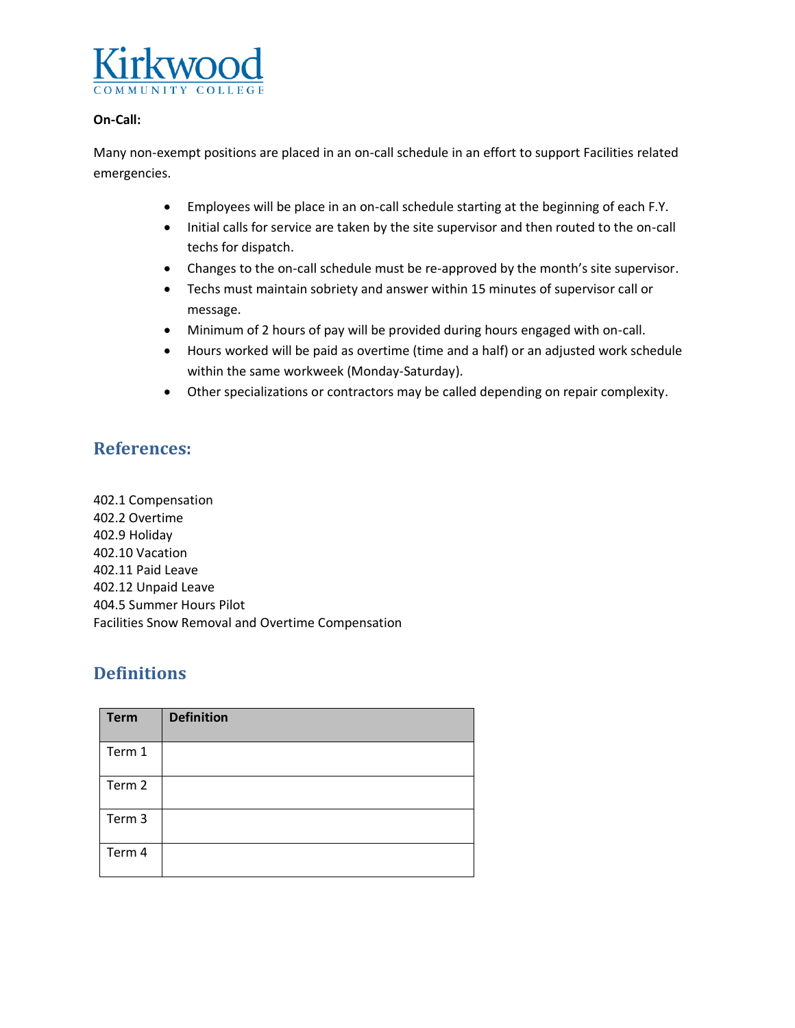**On-Call:**

Many non-exempt positions are placed in an on-call schedule in an effort to support Facilities related emergencies.

- Employees will be place in an on-call schedule starting at the beginning of each F.Y.
- Initial calls for service are taken by the site supervisor and then routed to the on-call techs for dispatch.
- Changes to the on-call schedule must be re-approved by the month's site supervisor.
- Techs must maintain sobriety and answer within 15 minutes of supervisor call or message.
- Minimum of 2 hours of pay will be provided during hours engaged with on-call.
- Hours worked will be paid as overtime (time and a half) or an adjusted work schedule within the same workweek (Monday-Saturday).
- Other specializations or contractors may be called depending on repair complexity.

## References:

402.1 Compensation
402.2 Overtime
402.9 Holiday
402.10 Vacation
402.11 Paid Leave
402.12 Unpaid Leave
404.5 Summer Hours Pilot
Facilities Snow Removal and Overtime Compensation

## Definitions

| Term | Definition |
|---|---|
| Term 1 | |
| Term 2 | |
| Term 3 | |
| Term 4 | |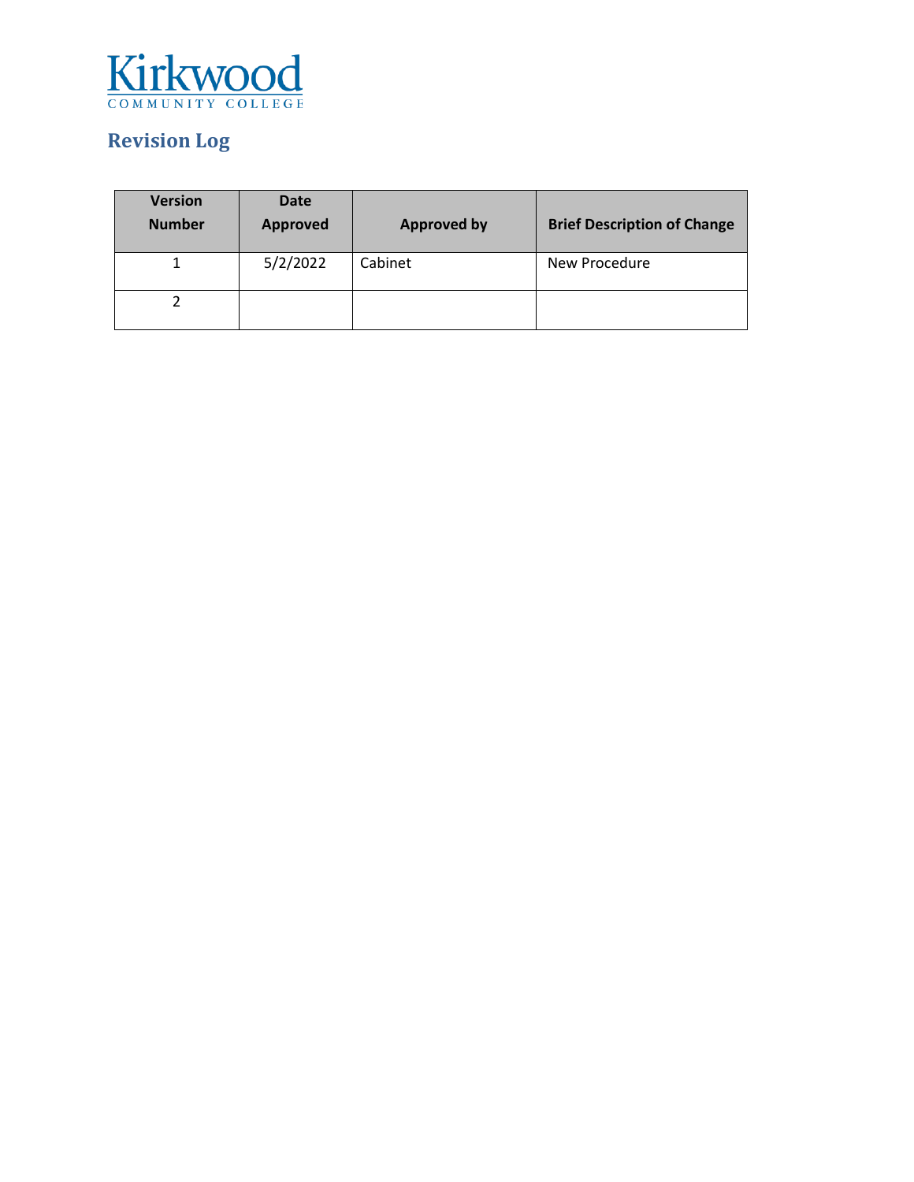Kirkwood
COMMUNITY COLLEGE

## Revision Log

| Version Number | Date Approved | Approved by | Brief Description of Change |
|---|---|---|---|
| 1 | 5/2/2022 | Cabinet | New Procedure |
| 2 | | | |